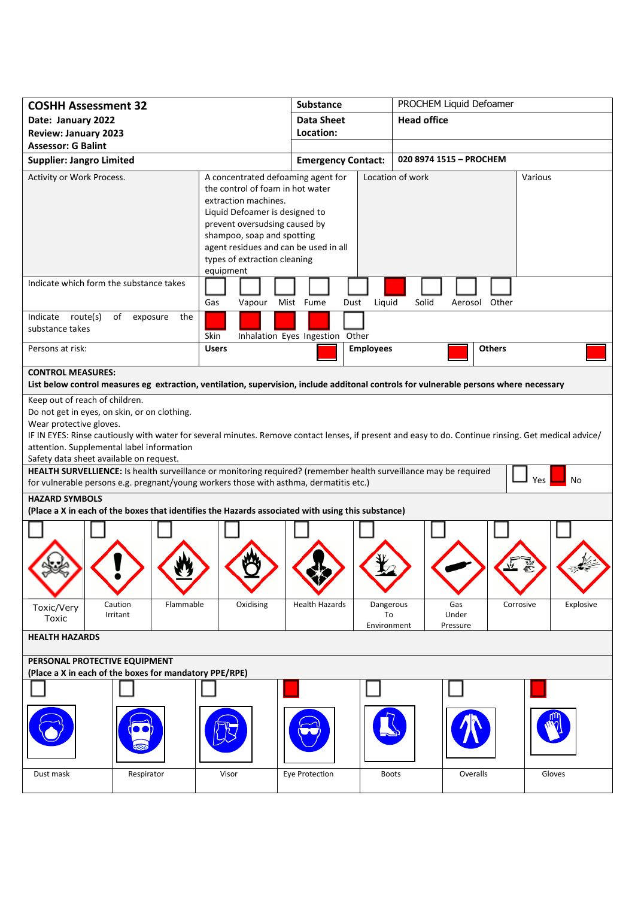| **COSHH Assessment 32** | **Substance** | PROCHEM Liquid Defoamer |
|---|---|---|
| **Date: January 2022** | **Data Sheet Location:** | **Head office** |
| **Review: January 2023** | | |
| **Assessor: G Balint** | | |
| **Supplier: Jangro Limited** | **Emergency Contact:** | **020 8974 1515 – PROCHEM** |

| Activity or Work Process. | A concentrated defoaming agent for the control of foam in hot water extraction machines. Liquid Defoamer is designed to prevent oversudsing caused by shampoo, soap and spotting agent residues and can be used in all types of extraction cleaning equipment | Location of work | Various |
|---|---|---|---|

**Indicate which form the substance takes**

| Gas | Vapour | Mist | Fume | Dust | Liquid | Solid | Aerosol | Other |
|---|---|---|---|---|---|---|---|---|
| | | | | | ■ | | | |

**Indicate route(s) of exposure the substance takes**

| Skin | Inhalation | Eyes | Ingestion | Other |
|---|---|---|---|---|
| ■ | ■ | ■ | ■ | |

**Persons at risk:**

| Users | Employees | Others |
|---|---|---|
| ■ | ■ | ■ |

**CONTROL MEASURES:**
**List below control measures eg extraction, ventilation, supervision, include additonal controls for vulnerable persons where necessary**

Keep out of reach of children.
Do not get in eyes, on skin, or on clothing.
Wear protective gloves.
IF IN EYES: Rinse cautiously with water for several minutes. Remove contact lenses, if present and easy to do. Continue rinsing. Get medical advice/ attention. Supplemental label information
Safety data sheet available on request.

**HEALTH SURVELLIENCE:** Is health surveillance or monitoring required? (remember health surveillance may be required for vulnerable persons e.g. pregnant/young workers those with asthma, dermatitis etc.)

| Yes | No |
|---|---|
| | ■ |

**HAZARD SYMBOLS**
**(Place a X in each of the boxes that identifies the Hazards associated with using this substance)**

| Toxic/Very Toxic | Caution Irritant | Flammable | Oxidising | Health Hazards | Dangerous To Environment | Gas Under Pressure | Corrosive | Explosive |
|---|---|---|---|---|---|---|---|---|
| | | | | | | | | |

**HEALTH HAZARDS**

**PERSONAL PROTECTIVE EQUIPMENT**
**(Place a X in each of the boxes for mandatory PPE/RPE)**

| Dust mask | Respirator | Visor | Eye Protection | Boots | Overalls | Gloves |
|---|---|---|---|---|---|---|
| | | | ■ | | | ■ |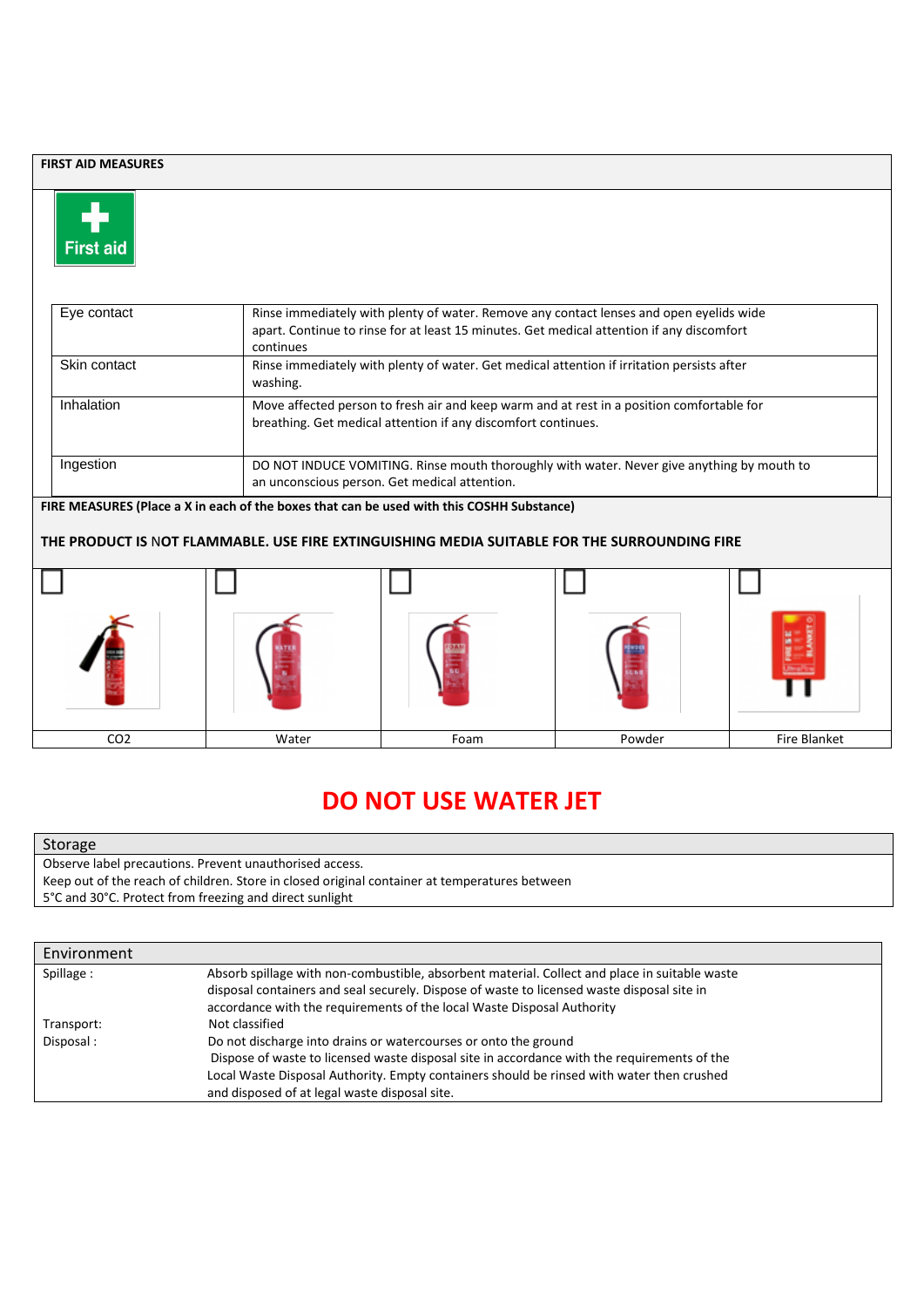## FIRST AID MEASURES

First aid

| | |
|---|---|
| Eye contact | Rinse immediately with plenty of water. Remove any contact lenses and open eyelids wide apart. Continue to rinse for at least 15 minutes. Get medical attention if any discomfort continues |
| Skin contact | Rinse immediately with plenty of water. Get medical attention if irritation persists after washing. |
| Inhalation | Move affected person to fresh air and keep warm and at rest in a position comfortable for breathing. Get medical attention if any discomfort continues. |
| Ingestion | DO NOT INDUCE VOMITING. Rinse mouth thoroughly with water. Never give anything by mouth to an unconscious person. Get medical attention. |

**FIRE MEASURES (Place a X in each of the boxes that can be used with this COSHH Substance)**

**THE PRODUCT IS NOT FLAMMABLE. USE FIRE EXTINGUISHING MEDIA SUITABLE FOR THE SURROUNDING FIRE**

| ☐ | ☐ | ☐ | ☐ | ☐ |
|---|---|---|---|---|
| $CO_2$ | Water | Foam | Powder | Fire Blanket |

## DO NOT USE WATER JET

| Storage |
|---|
| Observe label precautions. Prevent unauthorised access.<br>Keep out of the reach of children. Store in closed original container at temperatures between 5°C and 30°C. Protect from freezing and direct sunlight |

| Environment | |
|---|---|
| Spillage : | Absorb spillage with non-combustible, absorbent material. Collect and place in suitable waste disposal containers and seal securely. Dispose of waste to licensed waste disposal site in accordance with the requirements of the local Waste Disposal Authority |
| Transport: | Not classified |
| Disposal : | Do not discharge into drains or watercourses or onto the ground<br>Dispose of waste to licensed waste disposal site in accordance with the requirements of the Local Waste Disposal Authority. Empty containers should be rinsed with water then crushed and disposed of at legal waste disposal site. |